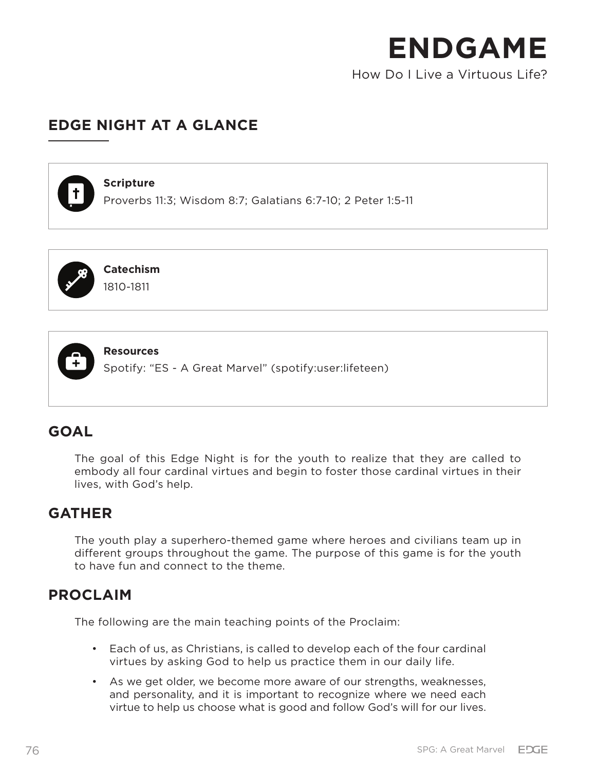# ENDGAME

How Do I Live a Virtuous Life?

## EDGE NIGHT AT A GLANCE

**Scripture**
Proverbs 11:3; Wisdom 8:7; Galatians 6:7-10; 2 Peter 1:5-11

**Catechism**
1810-1811

**Resources**
Spotify: "ES - A Great Marvel" (spotify:user:lifeteen)

## GOAL

The goal of this Edge Night is for the youth to realize that they are called to embody all four cardinal virtues and begin to foster those cardinal virtues in their lives, with God's help.

## GATHER

The youth play a superhero-themed game where heroes and civilians team up in different groups throughout the game. The purpose of this game is for the youth to have fun and connect to the theme.

## PROCLAIM

The following are the main teaching points of the Proclaim:

- Each of us, as Christians, is called to develop each of the four cardinal virtues by asking God to help us practice them in our daily life.
- As we get older, we become more aware of our strengths, weaknesses, and personality, and it is important to recognize where we need each virtue to help us choose what is good and follow God's will for our lives.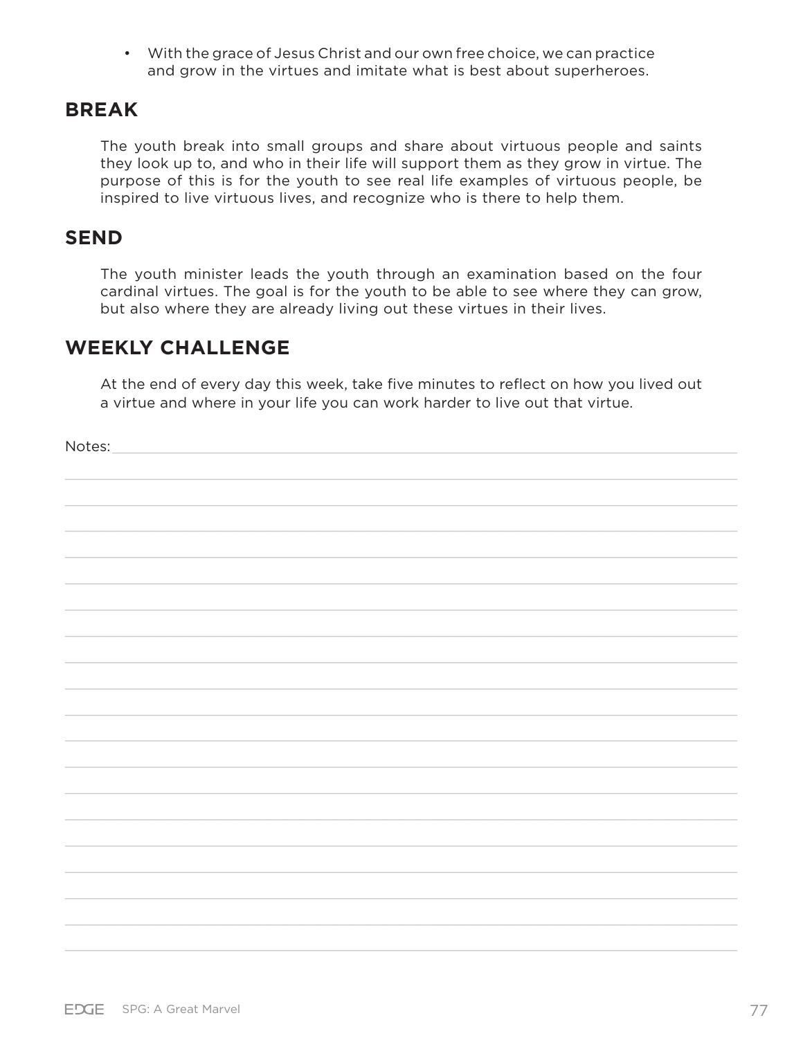- With the grace of Jesus Christ and our own free choice, we can practice and grow in the virtues and imitate what is best about superheroes.

## BREAK

The youth break into small groups and share about virtuous people and saints they look up to, and who in their life will support them as they grow in virtue. The purpose of this is for the youth to see real life examples of virtuous people, be inspired to live virtuous lives, and recognize who is there to help them.

## SEND

The youth minister leads the youth through an examination based on the four cardinal virtues. The goal is for the youth to be able to see where they can grow, but also where they are already living out these virtues in their lives.

## WEEKLY CHALLENGE

At the end of every day this week, take five minutes to reflect on how you lived out a virtue and where in your life you can work harder to live out that virtue.

Notes: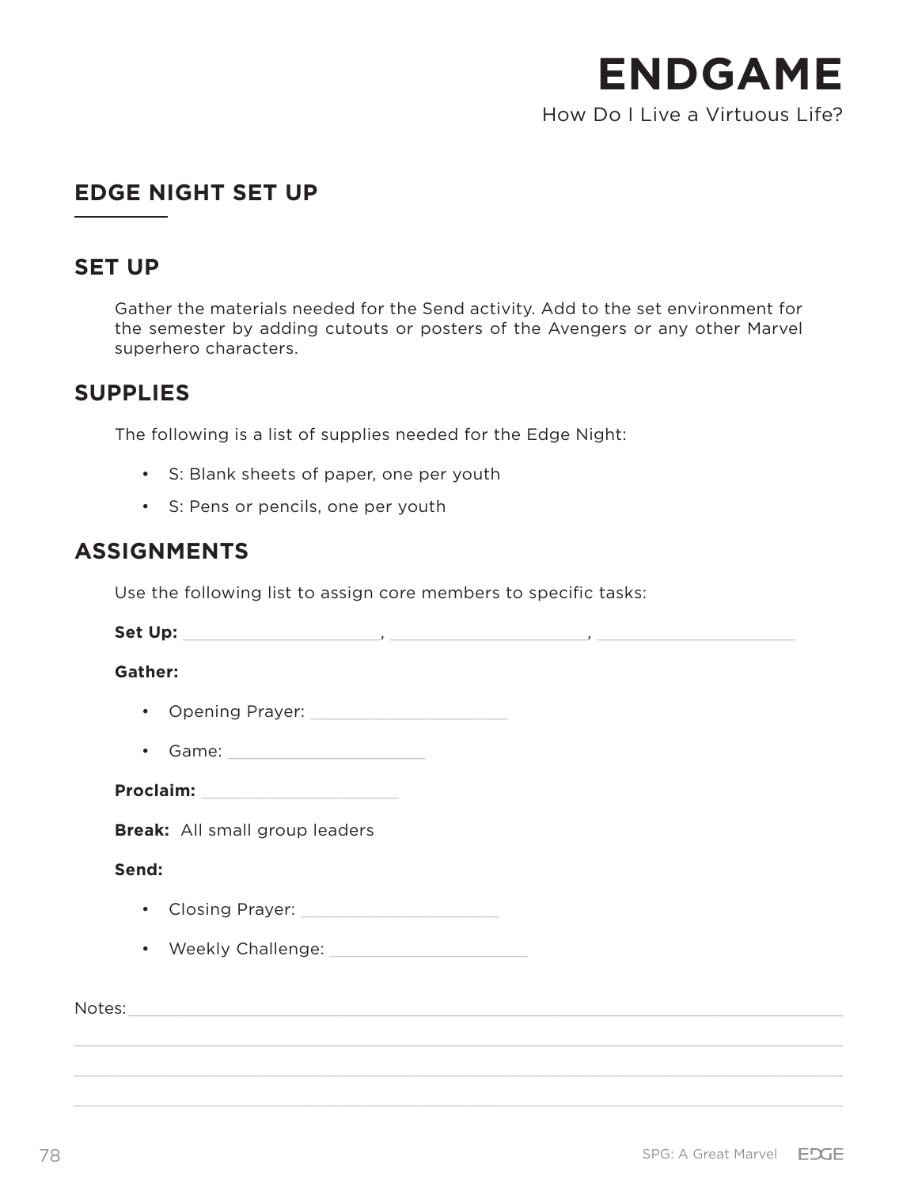# ENDGAME

How Do I Live a Virtuous Life?

## EDGE NIGHT SET UP

### SET UP

Gather the materials needed for the Send activity. Add to the set environment for the semester by adding cutouts or posters of the Avengers or any other Marvel superhero characters.

### SUPPLIES

The following is a list of supplies needed for the Edge Night:

- S: Blank sheets of paper, one per youth
- S: Pens or pencils, one per youth

### ASSIGNMENTS

Use the following list to assign core members to specific tasks:

**Set Up:** ______________________, ______________________, ______________________

**Gather:**

- Opening Prayer: ______________________
- Game: ______________________

**Proclaim:** ______________________

**Break:** All small group leaders

**Send:**

- Closing Prayer: ______________________
- Weekly Challenge: ______________________

Notes: ________________________________________________________________________________

________________________________________________________________________________________

________________________________________________________________________________________

________________________________________________________________________________________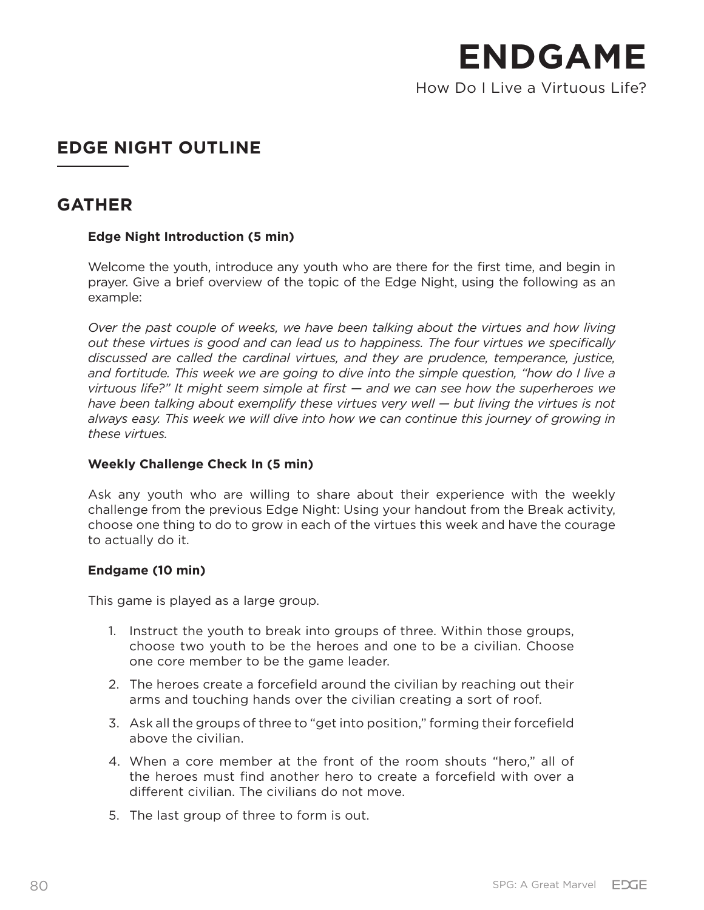# ENDGAME

How Do I Live a Virtuous Life?

## EDGE NIGHT OUTLINE

## GATHER

**Edge Night Introduction (5 min)**

Welcome the youth, introduce any youth who are there for the first time, and begin in prayer. Give a brief overview of the topic of the Edge Night, using the following as an example:

*Over the past couple of weeks, we have been talking about the virtues and how living out these virtues is good and can lead us to happiness. The four virtues we specifically discussed are called the cardinal virtues, and they are prudence, temperance, justice, and fortitude. This week we are going to dive into the simple question, "how do I live a virtuous life?" It might seem simple at first — and we can see how the superheroes we have been talking about exemplify these virtues very well — but living the virtues is not always easy. This week we will dive into how we can continue this journey of growing in these virtues.*

**Weekly Challenge Check In (5 min)**

Ask any youth who are willing to share about their experience with the weekly challenge from the previous Edge Night: Using your handout from the Break activity, choose one thing to do to grow in each of the virtues this week and have the courage to actually do it.

**Endgame (10 min)**

This game is played as a large group.

1. Instruct the youth to break into groups of three. Within those groups, choose two youth to be the heroes and one to be a civilian. Choose one core member to be the game leader.
2. The heroes create a forcefield around the civilian by reaching out their arms and touching hands over the civilian creating a sort of roof.
3. Ask all the groups of three to "get into position," forming their forcefield above the civilian.
4. When a core member at the front of the room shouts "hero," all of the heroes must find another hero to create a forcefield with over a different civilian. The civilians do not move.
5. The last group of three to form is out.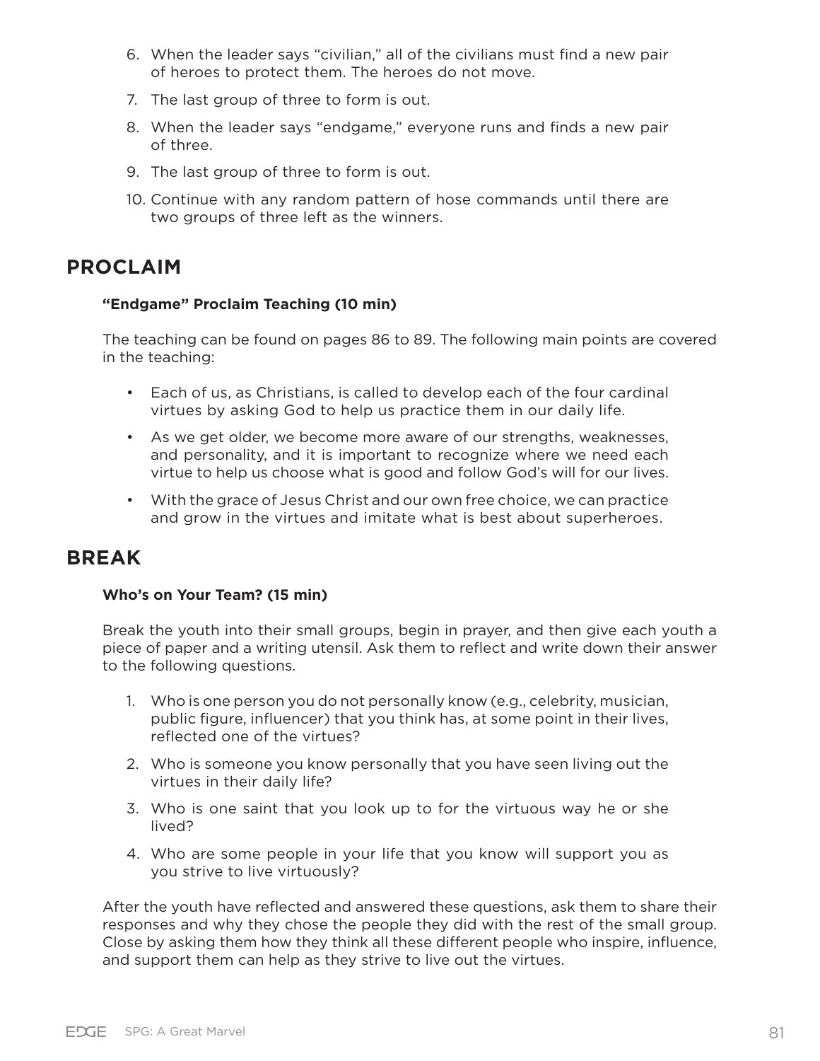6. When the leader says "civilian," all of the civilians must find a new pair of heroes to protect them. The heroes do not move.
7. The last group of three to form is out.
8. When the leader says "endgame," everyone runs and finds a new pair of three.
9. The last group of three to form is out.
10. Continue with any random pattern of hose commands until there are two groups of three left as the winners.

## PROCLAIM

**"Endgame" Proclaim Teaching (10 min)**

The teaching can be found on pages 86 to 89. The following main points are covered in the teaching:

- Each of us, as Christians, is called to develop each of the four cardinal virtues by asking God to help us practice them in our daily life.
- As we get older, we become more aware of our strengths, weaknesses, and personality, and it is important to recognize where we need each virtue to help us choose what is good and follow God's will for our lives.
- With the grace of Jesus Christ and our own free choice, we can practice and grow in the virtues and imitate what is best about superheroes.

## BREAK

**Who's on Your Team? (15 min)**

Break the youth into their small groups, begin in prayer, and then give each youth a piece of paper and a writing utensil. Ask them to reflect and write down their answer to the following questions.

1. Who is one person you do not personally know (e.g., celebrity, musician, public figure, influencer) that you think has, at some point in their lives, reflected one of the virtues?
2. Who is someone you know personally that you have seen living out the virtues in their daily life?
3. Who is one saint that you look up to for the virtuous way he or she lived?
4. Who are some people in your life that you know will support you as you strive to live virtuously?

After the youth have reflected and answered these questions, ask them to share their responses and why they chose the people they did with the rest of the small group. Close by asking them how they think all these different people who inspire, influence, and support them can help as they strive to live out the virtues.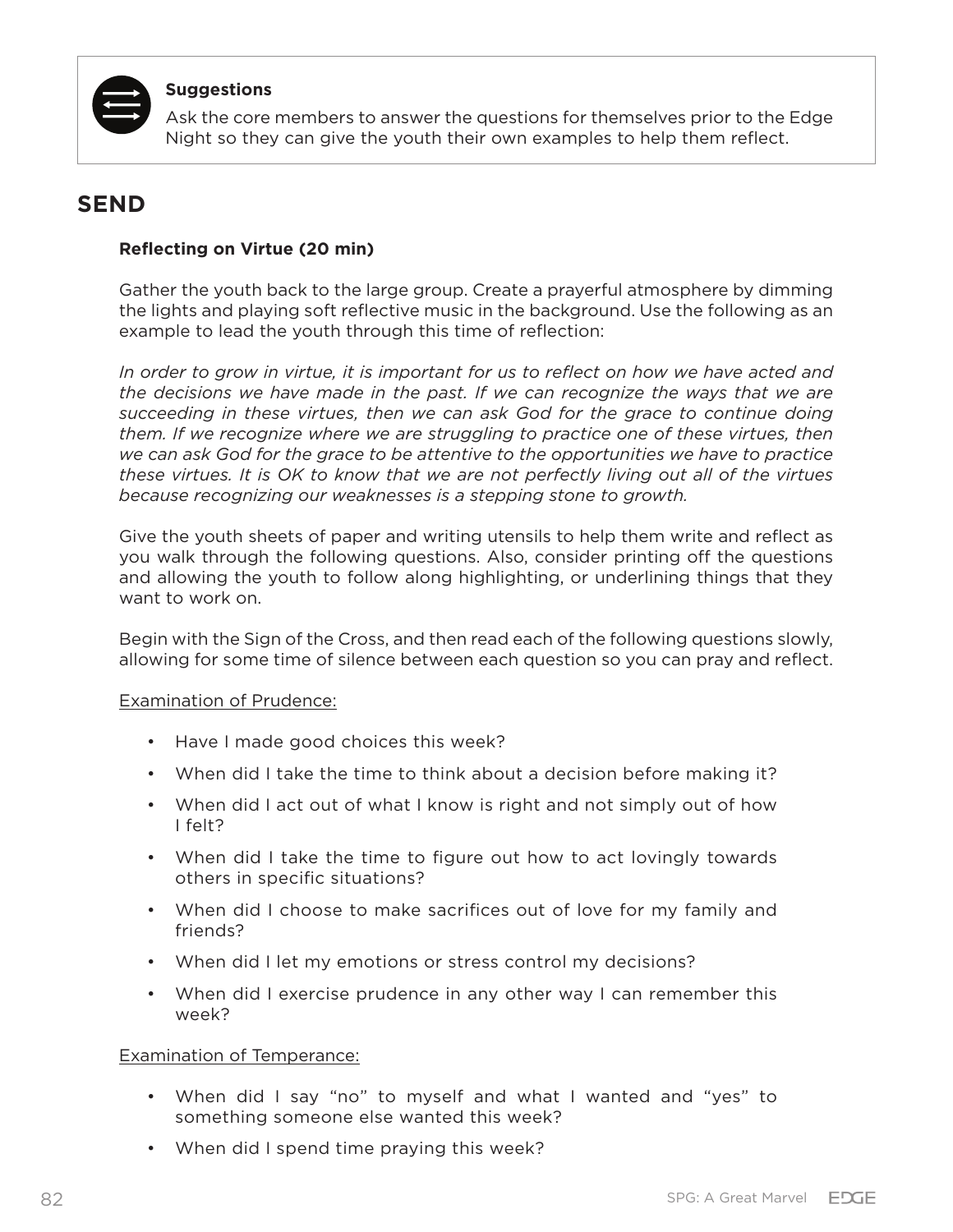> **Suggestions**
>
> Ask the core members to answer the questions for themselves prior to the Edge Night so they can give the youth their own examples to help them reflect.

## SEND

**Reflecting on Virtue (20 min)**

Gather the youth back to the large group. Create a prayerful atmosphere by dimming the lights and playing soft reflective music in the background. Use the following as an example to lead the youth through this time of reflection:

*In order to grow in virtue, it is important for us to reflect on how we have acted and the decisions we have made in the past. If we can recognize the ways that we are succeeding in these virtues, then we can ask God for the grace to continue doing them. If we recognize where we are struggling to practice one of these virtues, then we can ask God for the grace to be attentive to the opportunities we have to practice these virtues. It is OK to know that we are not perfectly living out all of the virtues because recognizing our weaknesses is a stepping stone to growth.*

Give the youth sheets of paper and writing utensils to help them write and reflect as you walk through the following questions. Also, consider printing off the questions and allowing the youth to follow along highlighting, or underlining things that they want to work on.

Begin with the Sign of the Cross, and then read each of the following questions slowly, allowing for some time of silence between each question so you can pray and reflect.

Examination of Prudence:

- Have I made good choices this week?
- When did I take the time to think about a decision before making it?
- When did I act out of what I know is right and not simply out of how I felt?
- When did I take the time to figure out how to act lovingly towards others in specific situations?
- When did I choose to make sacrifices out of love for my family and friends?
- When did I let my emotions or stress control my decisions?
- When did I exercise prudence in any other way I can remember this week?

Examination of Temperance:

- When did I say "no" to myself and what I wanted and "yes" to something someone else wanted this week?
- When did I spend time praying this week?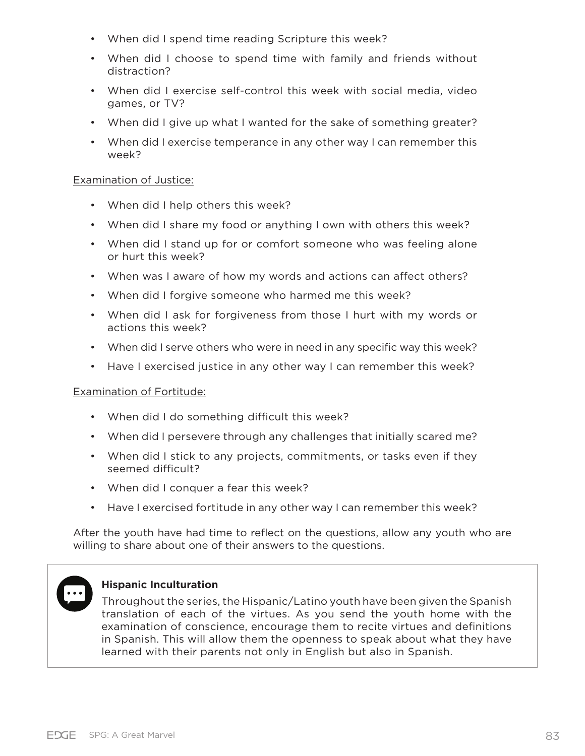- When did I spend time reading Scripture this week?
- When did I choose to spend time with family and friends without distraction?
- When did I exercise self-control this week with social media, video games, or TV?
- When did I give up what I wanted for the sake of something greater?
- When did I exercise temperance in any other way I can remember this week?

Examination of Justice:

- When did I help others this week?
- When did I share my food or anything I own with others this week?
- When did I stand up for or comfort someone who was feeling alone or hurt this week?
- When was I aware of how my words and actions can affect others?
- When did I forgive someone who harmed me this week?
- When did I ask for forgiveness from those I hurt with my words or actions this week?
- When did I serve others who were in need in any specific way this week?
- Have I exercised justice in any other way I can remember this week?

Examination of Fortitude:

- When did I do something difficult this week?
- When did I persevere through any challenges that initially scared me?
- When did I stick to any projects, commitments, or tasks even if they seemed difficult?
- When did I conquer a fear this week?
- Have I exercised fortitude in any other way I can remember this week?

After the youth have had time to reflect on the questions, allow any youth who are willing to share about one of their answers to the questions.

**Hispanic Inculturation**

Throughout the series, the Hispanic/Latino youth have been given the Spanish translation of each of the virtues. As you send the youth home with the examination of conscience, encourage them to recite virtues and definitions in Spanish. This will allow them the openness to speak about what they have learned with their parents not only in English but also in Spanish.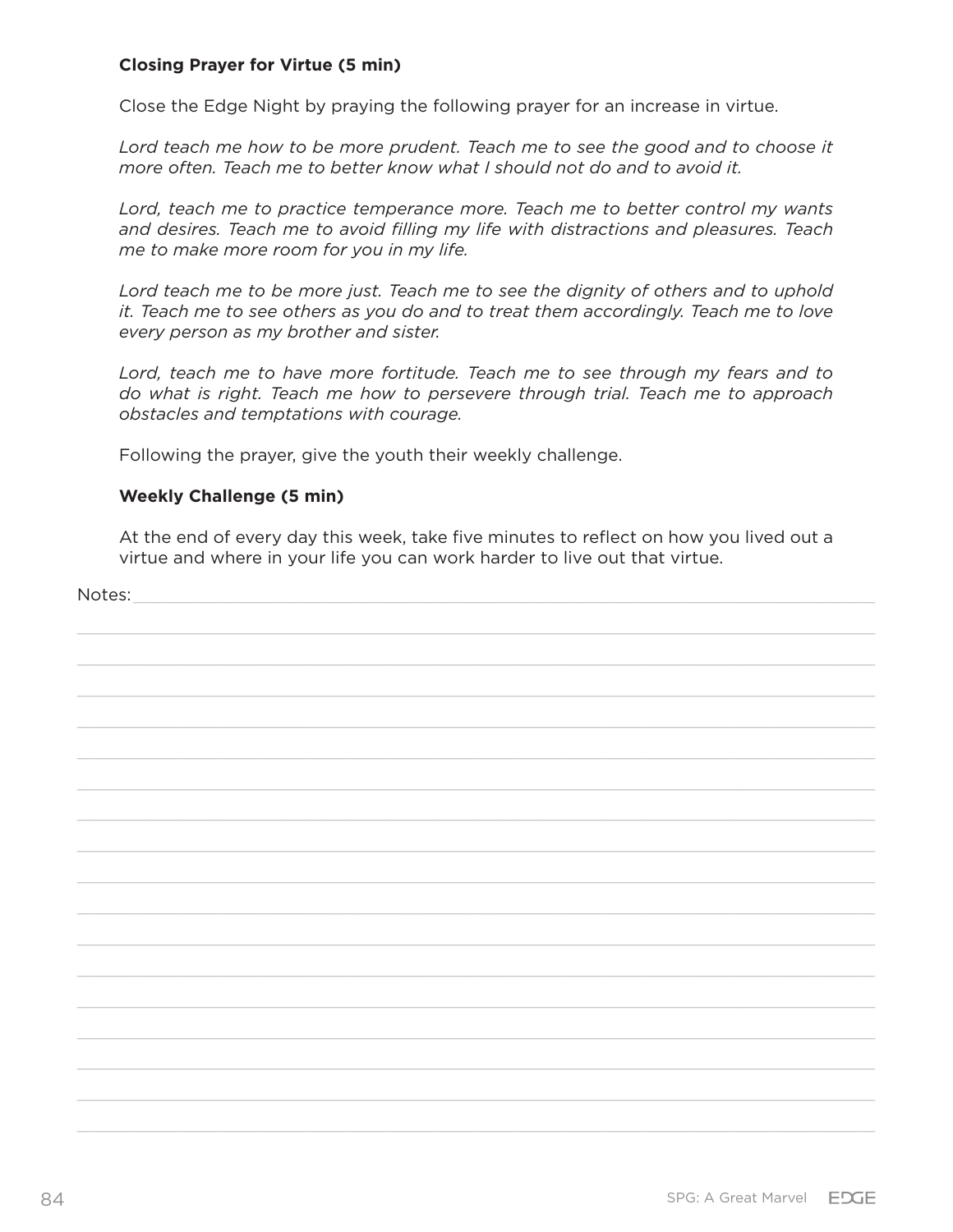**Closing Prayer for Virtue (5 min)**

Close the Edge Night by praying the following prayer for an increase in virtue.

*Lord teach me how to be more prudent. Teach me to see the good and to choose it more often. Teach me to better know what I should not do and to avoid it.*

*Lord, teach me to practice temperance more. Teach me to better control my wants and desires. Teach me to avoid filling my life with distractions and pleasures. Teach me to make more room for you in my life.*

*Lord teach me to be more just. Teach me to see the dignity of others and to uphold it. Teach me to see others as you do and to treat them accordingly. Teach me to love every person as my brother and sister.*

*Lord, teach me to have more fortitude. Teach me to see through my fears and to do what is right. Teach me how to persevere through trial. Teach me to approach obstacles and temptations with courage.*

Following the prayer, give the youth their weekly challenge.

**Weekly Challenge (5 min)**

At the end of every day this week, take five minutes to reflect on how you lived out a virtue and where in your life you can work harder to live out that virtue.

Notes: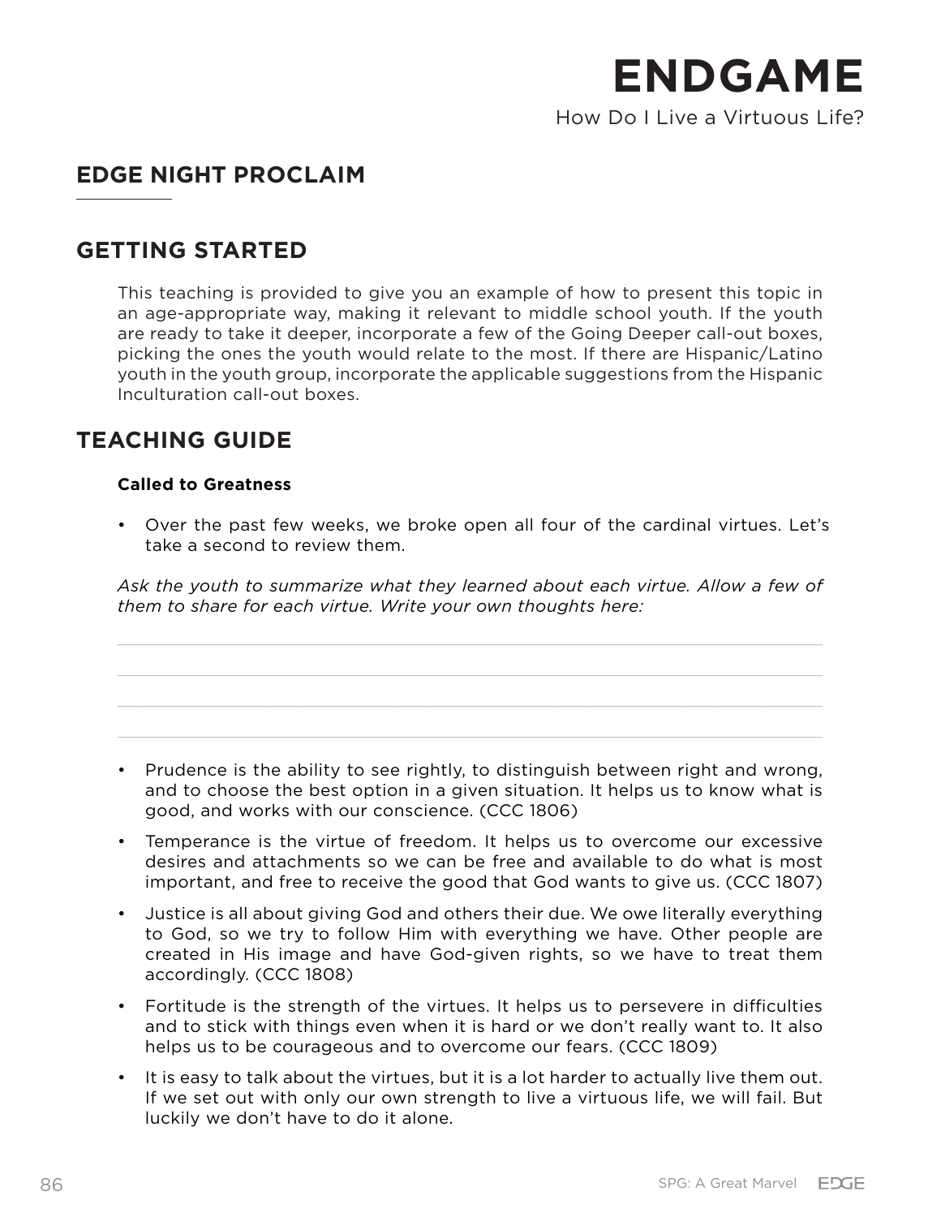# ENDGAME

How Do I Live a Virtuous Life?

## EDGE NIGHT PROCLAIM

## GETTING STARTED

This teaching is provided to give you an example of how to present this topic in an age-appropriate way, making it relevant to middle school youth. If the youth are ready to take it deeper, incorporate a few of the Going Deeper call-out boxes, picking the ones the youth would relate to the most. If there are Hispanic/Latino youth in the youth group, incorporate the applicable suggestions from the Hispanic Inculturation call-out boxes.

## TEACHING GUIDE

### Called to Greatness

- Over the past few weeks, we broke open all four of the cardinal virtues. Let's take a second to review them.

*Ask the youth to summarize what they learned about each virtue. Allow a few of them to share for each virtue. Write your own thoughts here:*

- Prudence is the ability to see rightly, to distinguish between right and wrong, and to choose the best option in a given situation. It helps us to know what is good, and works with our conscience. (CCC 1806)
- Temperance is the virtue of freedom. It helps us to overcome our excessive desires and attachments so we can be free and available to do what is most important, and free to receive the good that God wants to give us. (CCC 1807)
- Justice is all about giving God and others their due. We owe literally everything to God, so we try to follow Him with everything we have. Other people are created in His image and have God-given rights, so we have to treat them accordingly. (CCC 1808)
- Fortitude is the strength of the virtues. It helps us to persevere in difficulties and to stick with things even when it is hard or we don't really want to. It also helps us to be courageous and to overcome our fears. (CCC 1809)
- It is easy to talk about the virtues, but it is a lot harder to actually live them out. If we set out with only our own strength to live a virtuous life, we will fail. But luckily we don't have to do it alone.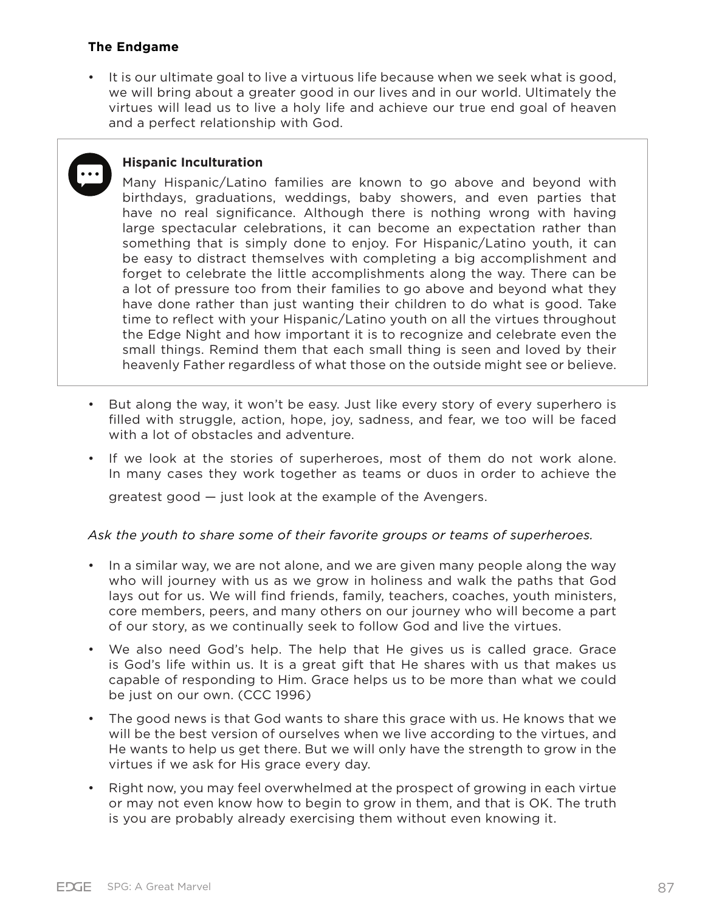**The Endgame**

- It is our ultimate goal to live a virtuous life because when we seek what is good, we will bring about a greater good in our lives and in our world. Ultimately the virtues will lead us to live a holy life and achieve our true end goal of heaven and a perfect relationship with God.

> **Hispanic Inculturation**
>
> Many Hispanic/Latino families are known to go above and beyond with birthdays, graduations, weddings, baby showers, and even parties that have no real significance. Although there is nothing wrong with having large spectacular celebrations, it can become an expectation rather than something that is simply done to enjoy. For Hispanic/Latino youth, it can be easy to distract themselves with completing a big accomplishment and forget to celebrate the little accomplishments along the way. There can be a lot of pressure too from their families to go above and beyond what they have done rather than just wanting their children to do what is good. Take time to reflect with your Hispanic/Latino youth on all the virtues throughout the Edge Night and how important it is to recognize and celebrate even the small things. Remind them that each small thing is seen and loved by their heavenly Father regardless of what those on the outside might see or believe.

- But along the way, it won't be easy. Just like every story of every superhero is filled with struggle, action, hope, joy, sadness, and fear, we too will be faced with a lot of obstacles and adventure.
- If we look at the stories of superheroes, most of them do not work alone. In many cases they work together as teams or duos in order to achieve the greatest good — just look at the example of the Avengers.

*Ask the youth to share some of their favorite groups or teams of superheroes.*

- In a similar way, we are not alone, and we are given many people along the way who will journey with us as we grow in holiness and walk the paths that God lays out for us. We will find friends, family, teachers, coaches, youth ministers, core members, peers, and many others on our journey who will become a part of our story, as we continually seek to follow God and live the virtues.
- We also need God's help. The help that He gives us is called grace. Grace is God's life within us. It is a great gift that He shares with us that makes us capable of responding to Him. Grace helps us to be more than what we could be just on our own. (CCC 1996)
- The good news is that God wants to share this grace with us. He knows that we will be the best version of ourselves when we live according to the virtues, and He wants to help us get there. But we will only have the strength to grow in the virtues if we ask for His grace every day.
- Right now, you may feel overwhelmed at the prospect of growing in each virtue or may not even know how to begin to grow in them, and that is OK. The truth is you are probably already exercising them without even knowing it.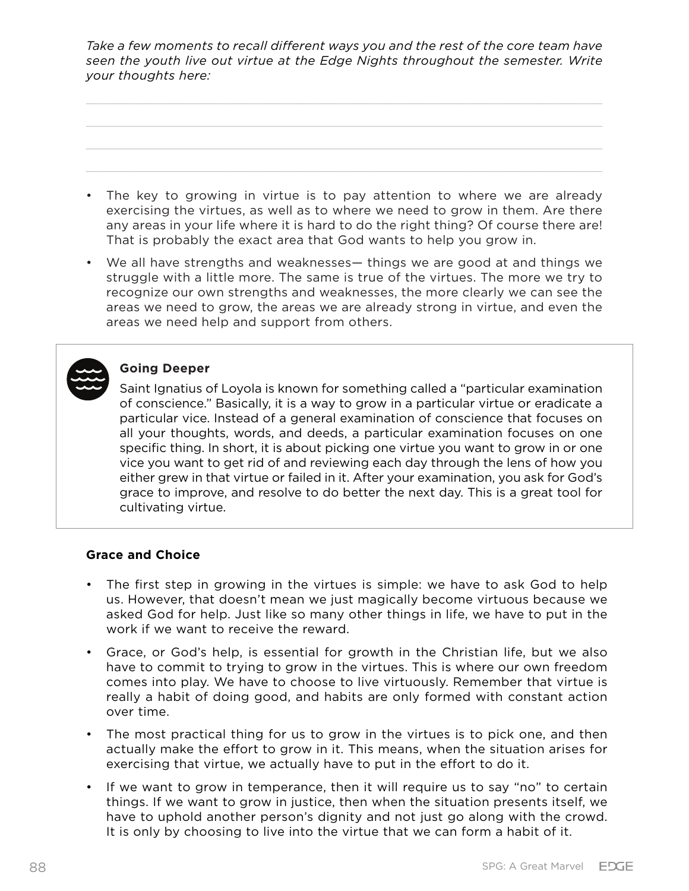*Take a few moments to recall different ways you and the rest of the core team have seen the youth live out virtue at the Edge Nights throughout the semester. Write your thoughts here:*

- The key to growing in virtue is to pay attention to where we are already exercising the virtues, as well as to where we need to grow in them. Are there any areas in your life where it is hard to do the right thing? Of course there are! That is probably the exact area that God wants to help you grow in.
- We all have strengths and weaknesses— things we are good at and things we struggle with a little more. The same is true of the virtues. The more we try to recognize our own strengths and weaknesses, the more clearly we can see the areas we need to grow, the areas we are already strong in virtue, and even the areas we need help and support from others.

> **Going Deeper**
>
> Saint Ignatius of Loyola is known for something called a "particular examination of conscience." Basically, it is a way to grow in a particular virtue or eradicate a particular vice. Instead of a general examination of conscience that focuses on all your thoughts, words, and deeds, a particular examination focuses on one specific thing. In short, it is about picking one virtue you want to grow in or one vice you want to get rid of and reviewing each day through the lens of how you either grew in that virtue or failed in it. After your examination, you ask for God's grace to improve, and resolve to do better the next day. This is a great tool for cultivating virtue.

**Grace and Choice**

- The first step in growing in the virtues is simple: we have to ask God to help us. However, that doesn't mean we just magically become virtuous because we asked God for help. Just like so many other things in life, we have to put in the work if we want to receive the reward.
- Grace, or God's help, is essential for growth in the Christian life, but we also have to commit to trying to grow in the virtues. This is where our own freedom comes into play. We have to choose to live virtuously. Remember that virtue is really a habit of doing good, and habits are only formed with constant action over time.
- The most practical thing for us to grow in the virtues is to pick one, and then actually make the effort to grow in it. This means, when the situation arises for exercising that virtue, we actually have to put in the effort to do it.
- If we want to grow in temperance, then it will require us to say "no" to certain things. If we want to grow in justice, then when the situation presents itself, we have to uphold another person's dignity and not just go along with the crowd. It is only by choosing to live into the virtue that we can form a habit of it.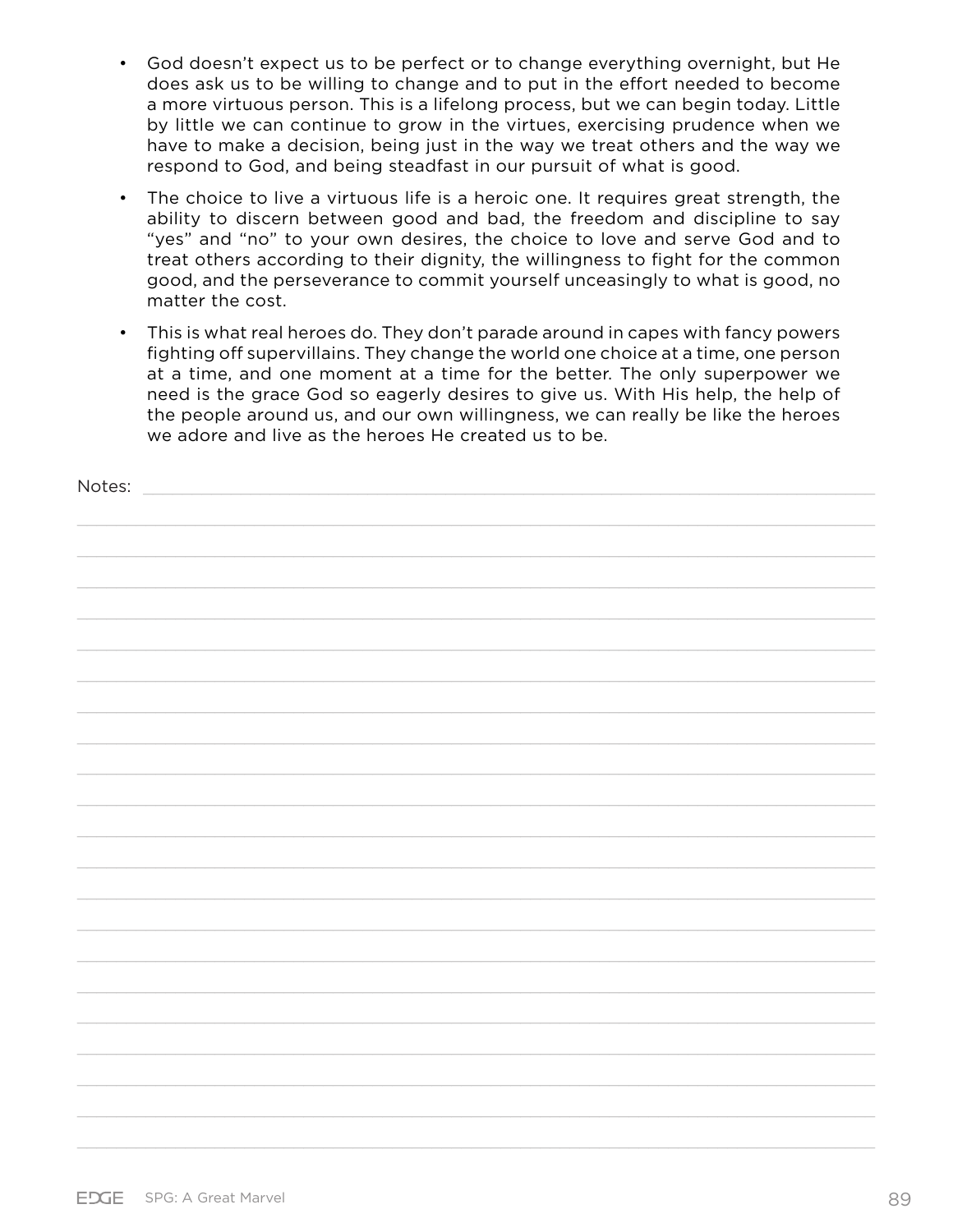- God doesn't expect us to be perfect or to change everything overnight, but He does ask us to be willing to change and to put in the effort needed to become a more virtuous person. This is a lifelong process, but we can begin today. Little by little we can continue to grow in the virtues, exercising prudence when we have to make a decision, being just in the way we treat others and the way we respond to God, and being steadfast in our pursuit of what is good.
- The choice to live a virtuous life is a heroic one. It requires great strength, the ability to discern between good and bad, the freedom and discipline to say "yes" and "no" to your own desires, the choice to love and serve God and to treat others according to their dignity, the willingness to fight for the common good, and the perseverance to commit yourself unceasingly to what is good, no matter the cost.
- This is what real heroes do. They don't parade around in capes with fancy powers fighting off supervillains. They change the world one choice at a time, one person at a time, and one moment at a time for the better. The only superpower we need is the grace God so eagerly desires to give us. With His help, the help of the people around us, and our own willingness, we can really be like the heroes we adore and live as the heroes He created us to be.

Notes: